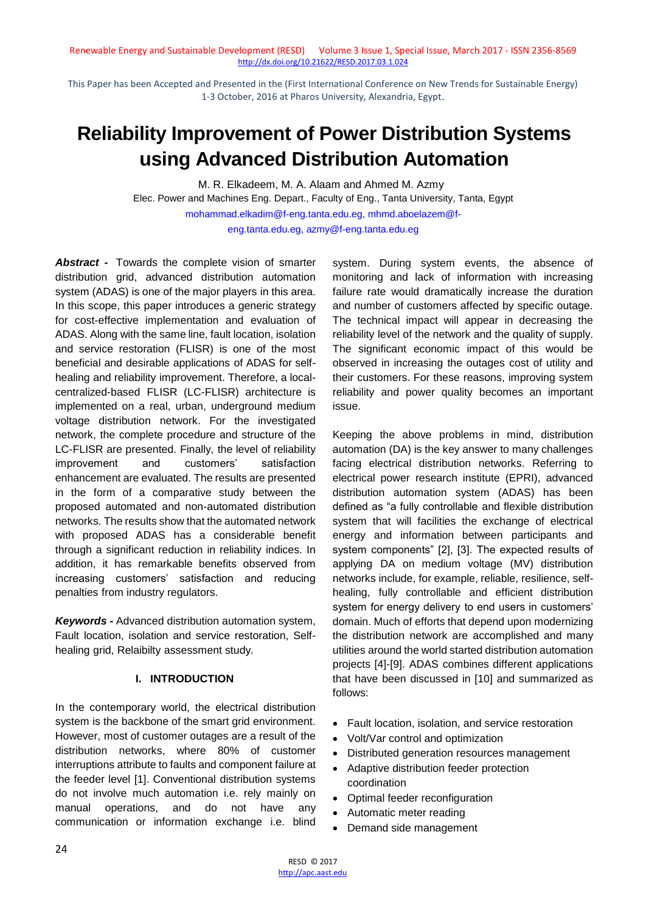This Paper has been Accepted and Presented in the (First International Conference on New Trends for Sustainable Energy) 1-3 October, 2016 at Pharos University, Alexandria, Egypt.

# Reliability Improvement of Power Distribution Systems using Advanced Distribution Automation

M. R. Elkadeem, M. A. Alaam and Ahmed M. Azmy

Elec. Power and Machines Eng. Depart., Faculty of Eng., Tanta University, Tanta, Egypt

mohammad.elkadim@f-eng.tanta.edu.eg, mhmd.aboelazem@f-eng.tanta.edu.eg, azmy@f-eng.tanta.edu.eg

***Abstract -*** Towards the complete vision of smarter distribution grid, advanced distribution automation system (ADAS) is one of the major players in this area. In this scope, this paper introduces a generic strategy for cost-effective implementation and evaluation of ADAS. Along with the same line, fault location, isolation and service restoration (FLISR) is one of the most beneficial and desirable applications of ADAS for self-healing and reliability improvement. Therefore, a local-centralized-based FLISR (LC-FLISR) architecture is implemented on a real, urban, underground medium voltage distribution network. For the investigated network, the complete procedure and structure of the LC-FLISR are presented. Finally, the level of reliability improvement and customers' satisfaction enhancement are evaluated. The results are presented in the form of a comparative study between the proposed automated and non-automated distribution networks. The results show that the automated network with proposed ADAS has a considerable benefit through a significant reduction in reliability indices. In addition, it has remarkable benefits observed from increasing customers' satisfaction and reducing penalties from industry regulators.

***Keywords -*** Advanced distribution automation system, Fault location, isolation and service restoration, Self-healing grid, Relaibilty assessment study.

## I. INTRODUCTION

In the contemporary world, the electrical distribution system is the backbone of the smart grid environment. However, most of customer outages are a result of the distribution networks, where 80% of customer interruptions attribute to faults and component failure at the feeder level [1]. Conventional distribution systems do not involve much automation i.e. rely mainly on manual operations, and do not have any communication or information exchange i.e. blind system. During system events, the absence of monitoring and lack of information with increasing failure rate would dramatically increase the duration and number of customers affected by specific outage. The technical impact will appear in decreasing the reliability level of the network and the quality of supply. The significant economic impact of this would be observed in increasing the outages cost of utility and their customers. For these reasons, improving system reliability and power quality becomes an important issue.

Keeping the above problems in mind, distribution automation (DA) is the key answer to many challenges facing electrical distribution networks. Referring to electrical power research institute (EPRI), advanced distribution automation system (ADAS) has been defined as "a fully controllable and flexible distribution system that will facilities the exchange of electrical energy and information between participants and system components" [2], [3]. The expected results of applying DA on medium voltage (MV) distribution networks include, for example, reliable, resilience, self-healing, fully controllable and efficient distribution system for energy delivery to end users in customers' domain. Much of efforts that depend upon modernizing the distribution network are accomplished and many utilities around the world started distribution automation projects [4]-[9]. ADAS combines different applications that have been discussed in [10] and summarized as follows:

- Fault location, isolation, and service restoration
- Volt/Var control and optimization
- Distributed generation resources management
- Adaptive distribution feeder protection coordination
- Optimal feeder reconfiguration
- Automatic meter reading
- Demand side management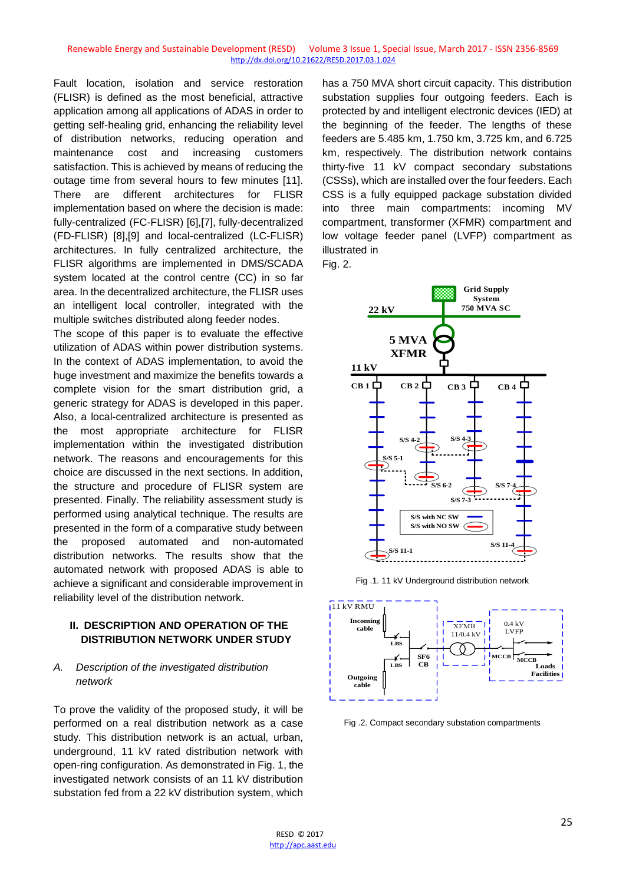Fault location, isolation and service restoration (FLISR) is defined as the most beneficial, attractive application among all applications of ADAS in order to getting self-healing grid, enhancing the reliability level of distribution networks, reducing operation and maintenance cost and increasing customers satisfaction. This is achieved by means of reducing the outage time from several hours to few minutes [11]. There are different architectures for FLISR implementation based on where the decision is made: fully-centralized (FC-FLISR) [6],[7], fully-decentralized (FD-FLISR) [8],[9] and local-centralized (LC-FLISR) architectures. In fully centralized architecture, the FLISR algorithms are implemented in DMS/SCADA system located at the control centre (CC) in so far area. In the decentralized architecture, the FLISR uses an intelligent local controller, integrated with the multiple switches distributed along feeder nodes.

The scope of this paper is to evaluate the effective utilization of ADAS within power distribution systems. In the context of ADAS implementation, to avoid the huge investment and maximize the benefits towards a complete vision for the smart distribution grid, a generic strategy for ADAS is developed in this paper. Also, a local-centralized architecture is presented as the most appropriate architecture for FLISR implementation within the investigated distribution network. The reasons and encouragements for this choice are discussed in the next sections. In addition, the structure and procedure of FLISR system are presented. Finally. The reliability assessment study is performed using analytical technique. The results are presented in the form of a comparative study between the proposed automated and non-automated distribution networks. The results show that the automated network with proposed ADAS is able to achieve a significant and considerable improvement in reliability level of the distribution network.

## II. DESCRIPTION AND OPERATION OF THE DISTRIBUTION NETWORK UNDER STUDY

### *A. Description of the investigated distribution network*

To prove the validity of the proposed study, it will be performed on a real distribution network as a case study. This distribution network is an actual, urban, underground, 11 kV rated distribution network with open-ring configuration. As demonstrated in Fig. 1, the investigated network consists of an 11 kV distribution substation fed from a 22 kV distribution system, which has a 750 MVA short circuit capacity. This distribution substation supplies four outgoing feeders. Each is protected by and intelligent electronic devices (IED) at the beginning of the feeder. The lengths of these feeders are 5.485 km, 1.750 km, 3.725 km, and 6.725 km, respectively. The distribution network contains thirty-five 11 kV compact secondary substations (CSSs), which are installed over the four feeders. Each CSS is a fully equipped package substation divided into three main compartments: incoming MV compartment, transformer (XFMR) compartment and low voltage feeder panel (LVFP) compartment as illustrated in

Fig. 2.

Fig .1. 11 kV Underground distribution network

Fig .2. Compact secondary substation compartments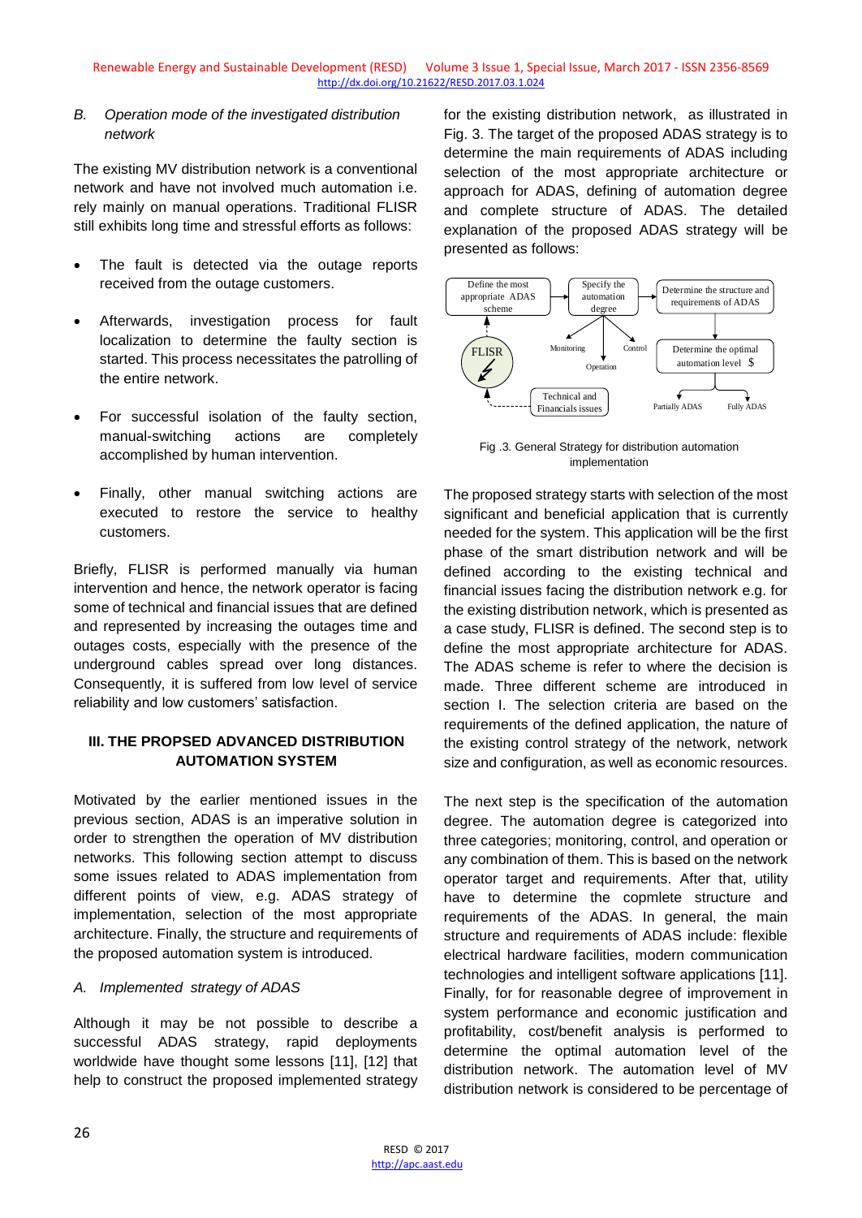*B. Operation mode of the investigated distribution network*

The existing MV distribution network is a conventional network and have not involved much automation i.e. rely mainly on manual operations. Traditional FLISR still exhibits long time and stressful efforts as follows:

- The fault is detected via the outage reports received from the outage customers.
- Afterwards, investigation process for fault localization to determine the faulty section is started. This process necessitates the patrolling of the entire network.
- For successful isolation of the faulty section, manual-switching actions are completely accomplished by human intervention.
- Finally, other manual switching actions are executed to restore the service to healthy customers.

Briefly, FLISR is performed manually via human intervention and hence, the network operator is facing some of technical and financial issues that are defined and represented by increasing the outages time and outages costs, especially with the presence of the underground cables spread over long distances. Consequently, it is suffered from low level of service reliability and low customers' satisfaction.

## III. THE PROPSED ADVANCED DISTRIBUTION AUTOMATION SYSTEM

Motivated by the earlier mentioned issues in the previous section, ADAS is an imperative solution in order to strengthen the operation of MV distribution networks. This following section attempt to discuss some issues related to ADAS implementation from different points of view, e.g. ADAS strategy of implementation, selection of the most appropriate architecture. Finally, the structure and requirements of the proposed automation system is introduced.

*A. Implemented strategy of ADAS*

Although it may be not possible to describe a successful ADAS strategy, rapid deployments worldwide have thought some lessons [11], [12] that help to construct the proposed implemented strategy for the existing distribution network, as illustrated in Fig. 3. The target of the proposed ADAS strategy is to determine the main requirements of ADAS including selection of the most appropriate architecture or approach for ADAS, defining of automation degree and complete structure of ADAS. The detailed explanation of the proposed ADAS strategy will be presented as follows:

Define the most appropriate ADAS scheme → Specify the automation degree → Determine the structure and requirements of ADAS → Determine the optimal automation level $

FLISR; Monitoring; Operation; Control; Technical and Financials issues; Partially ADAS; Fully ADAS

Fig .3. General Strategy for distribution automation implementation

The proposed strategy starts with selection of the most significant and beneficial application that is currently needed for the system. This application will be the first phase of the smart distribution network and will be defined according to the existing technical and financial issues facing the distribution network e.g. for the existing distribution network, which is presented as a case study, FLISR is defined. The second step is to define the most appropriate architecture for ADAS. The ADAS scheme is refer to where the decision is made. Three different scheme are introduced in section I. The selection criteria are based on the requirements of the defined application, the nature of the existing control strategy of the network, network size and configuration, as well as economic resources.

The next step is the specification of the automation degree. The automation degree is categorized into three categories; monitoring, control, and operation or any combination of them. This is based on the network operator target and requirements. After that, utility have to determine the copmlete structure and requirements of the ADAS. In general, the main structure and requirements of ADAS include: flexible electrical hardware facilities, modern communication technologies and intelligent software applications [11]. Finally, for for reasonable degree of improvement in system performance and economic justification and profitability, cost/benefit analysis is performed to determine the optimal automation level of the distribution network. The automation level of MV distribution network is considered to be percentage of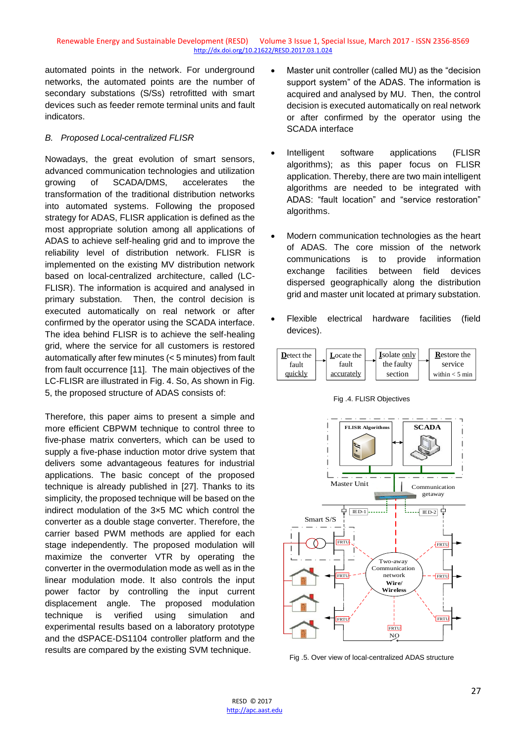automated points in the network. For underground networks, the automated points are the number of secondary substations (S/Ss) retrofitted with smart devices such as feeder remote terminal units and fault indicators.

### *B. Proposed Local-centralized FLISR*

Nowadays, the great evolution of smart sensors, advanced communication technologies and utilization growing of SCADA/DMS, accelerates the transformation of the traditional distribution networks into automated systems. Following the proposed strategy for ADAS, FLISR application is defined as the most appropriate solution among all applications of ADAS to achieve self-healing grid and to improve the reliability level of distribution network. FLISR is implemented on the existing MV distribution network based on local-centralized architecture, called (LC-FLISR). The information is acquired and analysed in primary substation. Then, the control decision is executed automatically on real network or after confirmed by the operator using the SCADA interface. The idea behind FLISR is to achieve the self-healing grid, where the service for all customers is restored automatically after few minutes (< 5 minutes) from fault from fault occurrence [11]. The main objectives of the LC-FLISR are illustrated in Fig. 4. So, As shown in Fig. 5, the proposed structure of ADAS consists of:

Therefore, this paper aims to present a simple and more efficient CBPWM technique to control three to five-phase matrix converters, which can be used to supply a five-phase induction motor drive system that delivers some advantageous features for industrial applications. The basic concept of the proposed technique is already published in [27]. Thanks to its simplicity, the proposed technique will be based on the indirect modulation of the 3×5 MC which control the converter as a double stage converter. Therefore, the carrier based PWM methods are applied for each stage independently. The proposed modulation will maximize the converter VTR by operating the converter in the overmodulation mode as well as in the linear modulation mode. It also controls the input power factor by controlling the input current displacement angle. The proposed modulation technique is verified using simulation and experimental results based on a laboratory prototype and the dSPACE-DS1104 controller platform and the results are compared by the existing SVM technique.

- Master unit controller (called MU) as the "decision support system" of the ADAS. The information is acquired and analysed by MU. Then, the control decision is executed automatically on real network or after confirmed by the operator using the SCADA interface
- Intelligent software applications (FLISR algorithms); as this paper focus on FLISR application. Thereby, there are two main intelligent algorithms are needed to be integrated with ADAS: "fault location" and "service restoration" algorithms.
- Modern communication technologies as the heart of ADAS. The core mission of the network communications is to provide information exchange facilities between field devices dispersed geographically along the distribution grid and master unit located at primary substation.
- Flexible electrical hardware facilities (field devices).

| Detect the fault quickly | → | Locate the fault accurately | → | Isolate only the faulty section | → | Restore the service within < 5 min |
|---|---|---|---|---|---|---|

Fig .4. FLISR Objectives

Fig .5. Over view of local-centralized ADAS structure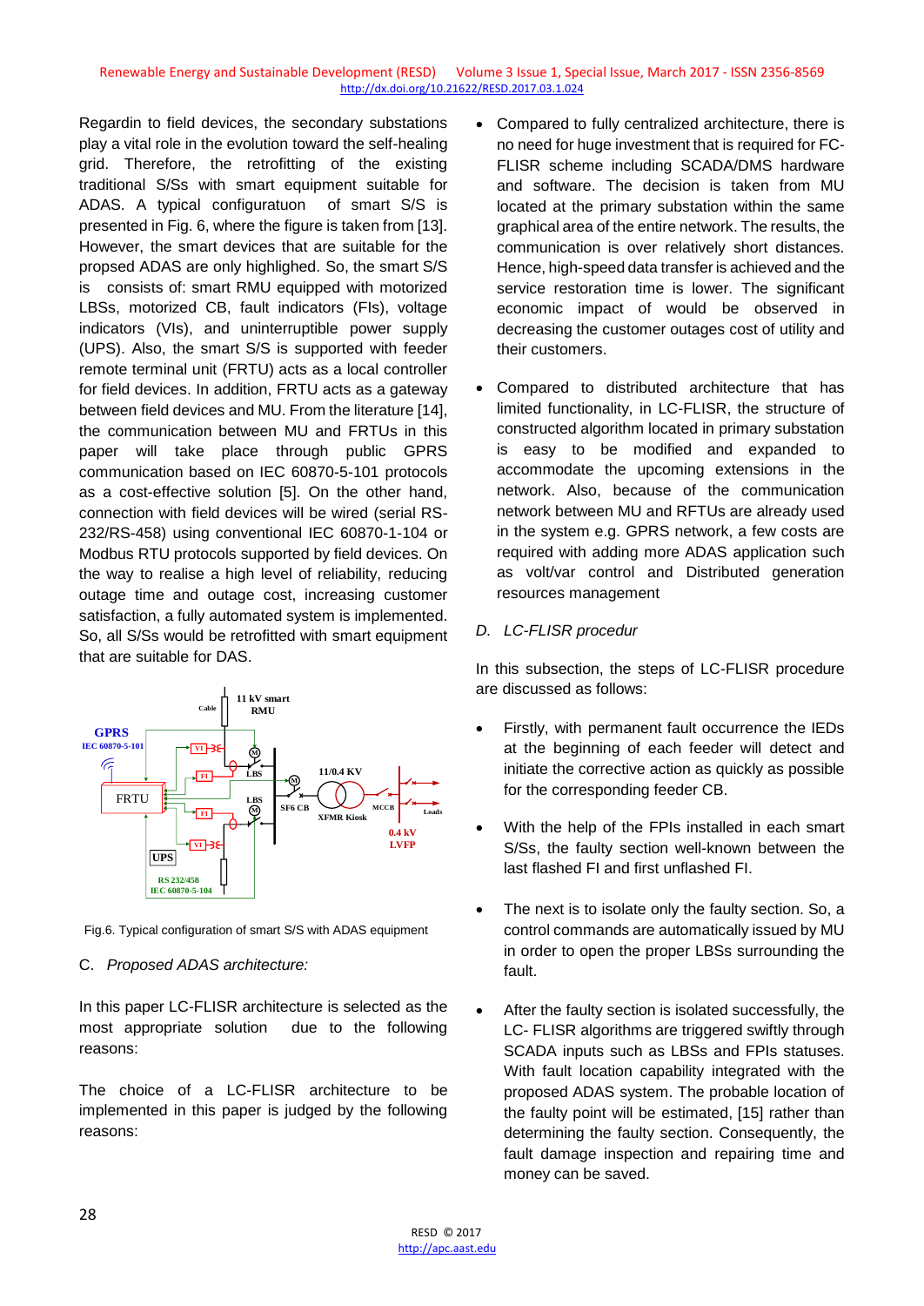Regardin to field devices, the secondary substations play a vital role in the evolution toward the self-healing grid. Therefore, the retrofitting of the existing traditional S/Ss with smart equipment suitable for ADAS. A typical configuratuon of smart S/S is presented in Fig. 6, where the figure is taken from [13]. However, the smart devices that are suitable for the propsed ADAS are only highlighed. So, the smart S/S is consists of: smart RMU equipped with motorized LBSs, motorized CB, fault indicators (FIs), voltage indicators (VIs), and uninterruptible power supply (UPS). Also, the smart S/S is supported with feeder remote terminal unit (FRTU) acts as a local controller for field devices. In addition, FRTU acts as a gateway between field devices and MU. From the literature [14], the communication between MU and FRTUs in this paper will take place through public GPRS communication based on IEC 60870-5-101 protocols as a cost-effective solution [5]. On the other hand, connection with field devices will be wired (serial RS-232/RS-458) using conventional IEC 60870-1-104 or Modbus RTU protocols supported by field devices. On the way to realise a high level of reliability, reducing outage time and outage cost, increasing customer satisfaction, a fully automated system is implemented. So, all S/Ss would be retrofitted with smart equipment that are suitable for DAS.

Fig.6. Typical configuration of smart S/S with ADAS equipment

### C. *Proposed ADAS architecture:*

In this paper LC-FLISR architecture is selected as the most appropriate solution due to the following reasons:

The choice of a LC-FLISR architecture to be implemented in this paper is judged by the following reasons:

- Compared to fully centralized architecture, there is no need for huge investment that is required for FC-FLISR scheme including SCADA/DMS hardware and software. The decision is taken from MU located at the primary substation within the same graphical area of the entire network. The results, the communication is over relatively short distances. Hence, high-speed data transfer is achieved and the service restoration time is lower. The significant economic impact of would be observed in decreasing the customer outages cost of utility and their customers.

- Compared to distributed architecture that has limited functionality, in LC-FLISR, the structure of constructed algorithm located in primary substation is easy to be modified and expanded to accommodate the upcoming system extensions in the network. Also, because of the communication network between MU and RFTUs are already used in the system e.g. GPRS network, a few costs are required with adding more ADAS application such as volt/var control and Distributed generation resources management

### D. *LC-FLISR procedur*

In this subsection, the steps of LC-FLISR procedure are discussed as follows:

- Firstly, with permanent fault occurrence the IEDs at the beginning of each feeder will detect and initiate the corrective action as quickly as possible for the corresponding feeder CB.

- With the help of the FPIs installed in each smart S/Ss, the faulty section well-known between the last flashed FI and first unflashed FI.

- The next is to isolate only the faulty section. So, a control commands are automatically issued by MU in order to open the proper LBSs surrounding the fault.

- After the faulty section is isolated successfully, the LC- FLISR algorithms are triggered swiftly through SCADA inputs such as LBSs and FPIs statuses. With fault location capability integrated with the proposed ADAS system. The probable location of the faulty point will be estimated, [15] rather than determining the faulty section. Consequently, the fault damage inspection and repairing time and money can be saved.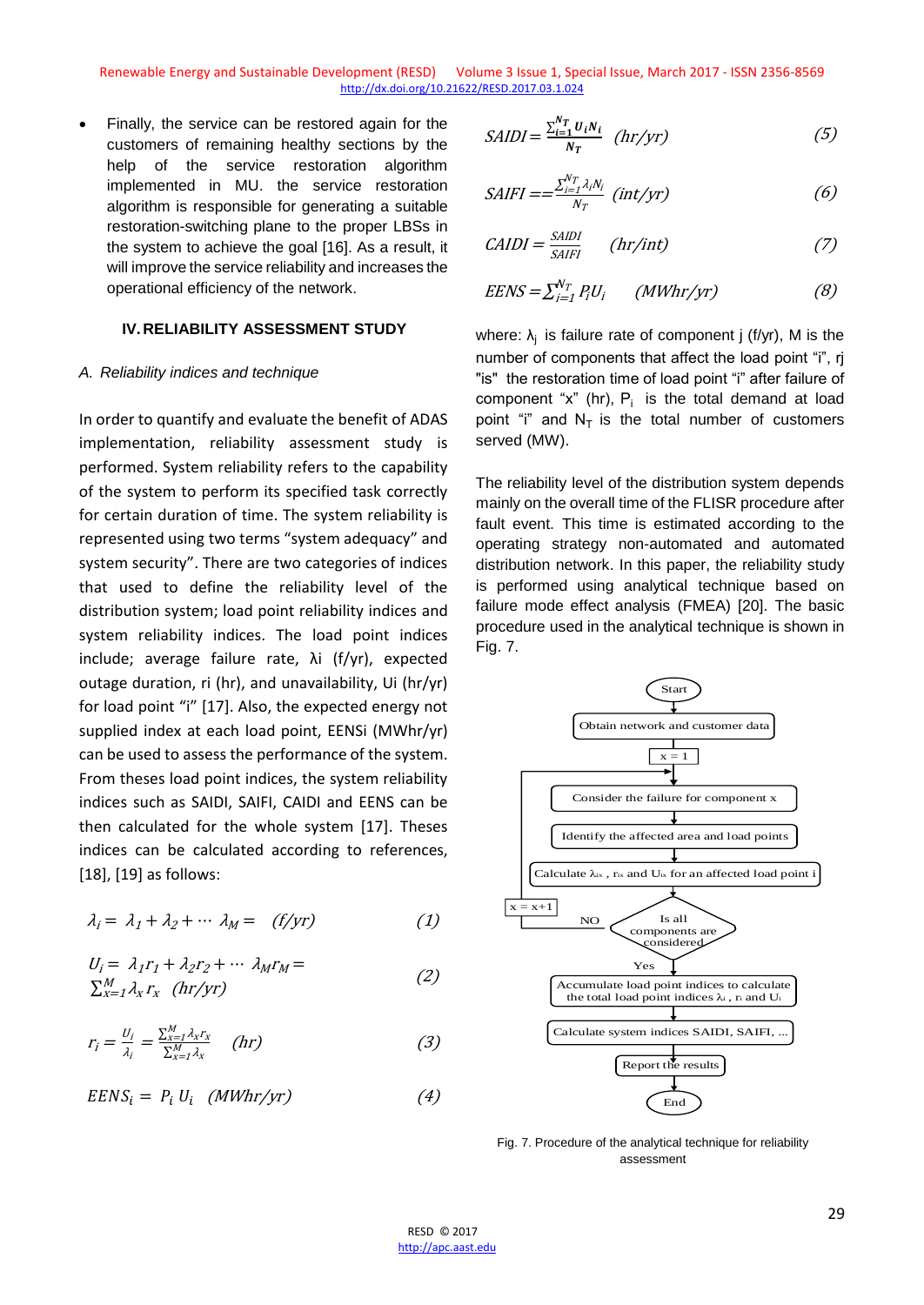- Finally, the service can be restored again for the customers of remaining healthy sections by the help of the service restoration algorithm implemented in MU. the service restoration algorithm is responsible for generating a suitable restoration-switching plane to the proper LBSs in the system to achieve the goal [16]. As a result, it will improve the service reliability and increases the operational efficiency of the network.

## IV. RELIABILITY ASSESSMENT STUDY

### *A. Reliability indices and technique*

In order to quantify and evaluate the benefit of ADAS implementation, reliability assessment study is performed. System reliability refers to the capability of the system to perform its specified task correctly for certain duration of time. The system reliability is represented using two terms “system adequacy” and system security”. There are two categories of indices that used to define the reliability level of the distribution system; load point reliability indices and system reliability indices. The load point indices include; average failure rate, λi (f/yr), expected outage duration, ri (hr), and unavailability, Ui (hr/yr) for load point “i” [17]. Also, the expected energy not supplied index at each load point, EENSi (MWhr/yr) can be used to assess the performance of the system. From theses load point indices, the system reliability indices such as SAIDI, SAIFI, CAIDI and EENS can be then calculated for the whole system [17]. Theses indices can be calculated according to references, [18], [19] as follows:

$$\lambda_i = \lambda_1 + \lambda_2 + \cdots \lambda_M = \quad (f/yr) \qquad (1)$$

$$U_i = \lambda_1 r_1 + \lambda_2 r_2 + \cdots \lambda_M r_M = \sum_{x=1}^{M} \lambda_x r_x \quad (hr/yr) \qquad (2)$$

$$r_i = \frac{U_i}{\lambda_i} = \frac{\sum_{x=1}^{M} \lambda_x r_x}{\sum_{x=1}^{M} \lambda_x} \quad (hr) \qquad (3)$$

$$EENS_i = P_i \, U_i \quad (MWhr/yr) \qquad (4)$$

$$SAIDI = \frac{\sum_{i=1}^{N_T} U_i N_i}{N_T} \quad (hr/yr) \qquad (5)$$

$$SAIFI == \frac{\sum_{i=1}^{N_T} \lambda_i N_i}{N_T} \quad (int/yr) \qquad (6)$$

$$CAIDI = \frac{SAIDI}{SAIFI} \quad (hr/int) \qquad (7)$$

$$EENS = \sum_{i=1}^{N_T} P_i U_i \quad (MWhr/yr) \qquad (8)$$

where: $\lambda_j$ is failure rate of component j (f/yr), M is the number of components that affect the load point “i”, rj "is" the restoration time of load point “i” after failure of component “x” (hr), $P_i$ is the total demand at load point “i” and $N_T$ is the total number of customers served (MW).

The reliability level of the distribution system depends mainly on the overall time of the FLISR procedure after fault event. This time is estimated according to the operating strategy non-automated and automated distribution network. In this paper, the reliability study is performed using analytical technique based on failure mode effect analysis (FMEA) [20]. The basic procedure used in the analytical technique is shown in Fig. 7.

```
Start
  ↓
Obtain network and customer data
  ↓
x = 1
  ↓  ←─────────────────────────────┐
Consider the failure for component x │
  ↓                                  │
Identify the affected area and load points
  ↓                                  │
Calculate λix , rix and Uix for an affected load point i
  ↓                                  │
Is all components are considered? ──NO──> x = x+1
  ↓ Yes
Accumulate load point indices to calculate
the total load point indices λi , ri and Ui
  ↓
Calculate system indices SAIDI, SAIFI, ...
  ↓
Report the results
  ↓
End
```

Fig. 7. Procedure of the analytical technique for reliability assessment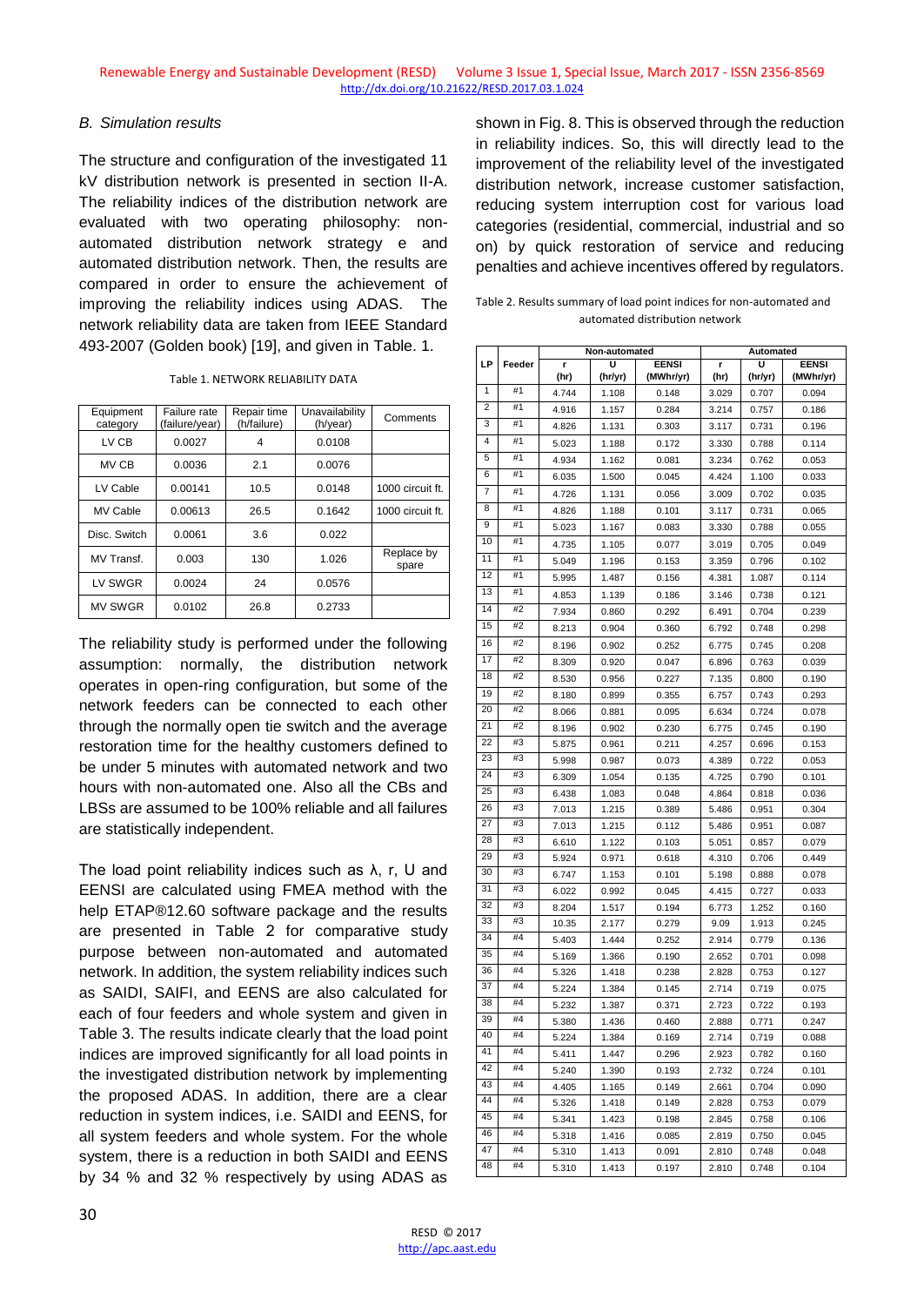### B. Simulation results

The structure and configuration of the investigated 11 kV distribution network is presented in section II-A. The reliability indices of the distribution network are evaluated with two operating philosophy: non-automated distribution network strategy e and automated distribution network. Then, the results are compared in order to ensure the achievement of improving the reliability indices using ADAS. The network reliability data are taken from IEEE Standard 493-2007 (Golden book) [19], and given in Table. 1.

Table 1. NETWORK RELIABILITY DATA

| Equipment category | Failure rate (failure/year) | Repair time (h/failure) | Unavailability (h/year) | Comments |
|---|---|---|---|---|
| LV CB | 0.0027 | 4 | 0.0108 | |
| MV CB | 0.0036 | 2.1 | 0.0076 | |
| LV Cable | 0.00141 | 10.5 | 0.0148 | 1000 circuit ft. |
| MV Cable | 0.00613 | 26.5 | 0.1642 | 1000 circuit ft. |
| Disc. Switch | 0.0061 | 3.6 | 0.022 | |
| MV Transf. | 0.003 | 130 | 1.026 | Replace by spare |
| LV SWGR | 0.0024 | 24 | 0.0576 | |
| MV SWGR | 0.0102 | 26.8 | 0.2733 | |

The reliability study is performed under the following assumption: normally, the distribution network operates in open-ring configuration, but some of the network feeders can be connected to each other through the normally open tie switch and the average restoration time for the healthy customers defined to be under 5 minutes with automated network and two hours with non-automated one. Also all the CBs and LBSs are assumed to be 100% reliable and all failures are statistically independent.

The load point reliability indices such as λ, r, U and EENSI are calculated using FMEA method with the help ETAP®12.60 software package and the results are presented in Table 2 for comparative study purpose between non-automated and automated network. In addition, the system reliability indices such as SAIDI, SAIFI, and EENS are also calculated for each of four feeders and whole system and given in Table 3. The results indicate clearly that the load point indices are improved significantly for all load points in the investigated distribution network by implementing the proposed ADAS. In addition, there are a clear reduction in system indices, i.e. SAIDI and EENS, for all system feeders and whole system. For the whole system, there is a reduction in both SAIDI and EENS by 34 % and 32 % respectively by using ADAS as shown in Fig. 8. This is observed through the reduction in reliability indices. So, this will directly lead to the improvement of the reliability level of the investigated distribution network, increase customer satisfaction, reducing system interruption cost for various load categories (residential, commercial, industrial and so on) by quick restoration of service and reducing penalties and achieve incentives offered by regulators.

Table 2. Results summary of load point indices for non-automated and automated distribution network

| LP | Feeder | Non-automated | | | Automated | | |
|---|---|---|---|---|---|---|---|
| | | r (hr) | U (hr/yr) | EENSI (MWhr/yr) | r (hr) | U (hr/yr) | EENSI (MWhr/yr) |
| 1 | #1 | 4.744 | 1.108 | 0.148 | 3.029 | 0.707 | 0.094 |
| 2 | #1 | 4.916 | 1.157 | 0.284 | 3.214 | 0.757 | 0.186 |
| 3 | #1 | 4.826 | 1.131 | 0.303 | 3.117 | 0.731 | 0.196 |
| 4 | #1 | 5.023 | 1.188 | 0.172 | 3.330 | 0.788 | 0.114 |
| 5 | #1 | 4.934 | 1.162 | 0.081 | 3.234 | 0.762 | 0.053 |
| 6 | #1 | 6.035 | 1.500 | 0.045 | 4.424 | 1.100 | 0.033 |
| 7 | #1 | 4.726 | 1.131 | 0.056 | 3.009 | 0.702 | 0.035 |
| 8 | #1 | 4.826 | 1.188 | 0.101 | 3.117 | 0.731 | 0.065 |
| 9 | #1 | 5.023 | 1.167 | 0.083 | 3.330 | 0.788 | 0.055 |
| 10 | #1 | 4.735 | 1.105 | 0.077 | 3.019 | 0.705 | 0.049 |
| 11 | #1 | 5.049 | 1.196 | 0.153 | 3.359 | 0.796 | 0.102 |
| 12 | #1 | 5.995 | 1.487 | 0.156 | 4.381 | 1.087 | 0.114 |
| 13 | #1 | 4.853 | 1.139 | 0.186 | 3.146 | 0.738 | 0.121 |
| 14 | #2 | 7.934 | 0.860 | 0.292 | 6.491 | 0.704 | 0.239 |
| 15 | #2 | 8.213 | 0.904 | 0.360 | 6.792 | 0.748 | 0.298 |
| 16 | #2 | 8.196 | 0.902 | 0.252 | 6.775 | 0.745 | 0.208 |
| 17 | #2 | 8.309 | 0.920 | 0.047 | 6.896 | 0.763 | 0.039 |
| 18 | #2 | 8.530 | 0.956 | 0.227 | 7.135 | 0.800 | 0.190 |
| 19 | #2 | 8.180 | 0.899 | 0.355 | 6.757 | 0.743 | 0.293 |
| 20 | #2 | 8.066 | 0.881 | 0.095 | 6.634 | 0.724 | 0.078 |
| 21 | #2 | 8.196 | 0.902 | 0.230 | 6.775 | 0.745 | 0.190 |
| 22 | #3 | 5.875 | 0.961 | 0.211 | 4.257 | 0.696 | 0.153 |
| 23 | #3 | 5.998 | 0.987 | 0.073 | 4.389 | 0.722 | 0.053 |
| 24 | #3 | 6.309 | 1.054 | 0.135 | 4.725 | 0.790 | 0.101 |
| 25 | #3 | 6.438 | 1.083 | 0.048 | 4.864 | 0.818 | 0.036 |
| 26 | #3 | 7.013 | 1.215 | 0.389 | 5.486 | 0.951 | 0.304 |
| 27 | #3 | 7.013 | 1.215 | 0.112 | 5.486 | 0.951 | 0.087 |
| 28 | #3 | 6.610 | 1.122 | 0.103 | 5.051 | 0.857 | 0.079 |
| 29 | #3 | 5.924 | 0.971 | 0.618 | 4.310 | 0.706 | 0.449 |
| 30 | #3 | 6.747 | 1.153 | 0.101 | 5.198 | 0.888 | 0.078 |
| 31 | #3 | 6.022 | 0.992 | 0.045 | 4.415 | 0.727 | 0.033 |
| 32 | #3 | 8.204 | 1.517 | 0.194 | 6.773 | 1.252 | 0.160 |
| 33 | #3 | 10.35 | 2.177 | 0.279 | 9.09 | 1.913 | 0.245 |
| 34 | #4 | 5.403 | 1.444 | 0.252 | 2.914 | 0.779 | 0.136 |
| 35 | #4 | 5.169 | 1.366 | 0.190 | 2.652 | 0.701 | 0.098 |
| 36 | #4 | 5.326 | 1.418 | 0.238 | 2.828 | 0.753 | 0.127 |
| 37 | #4 | 5.224 | 1.384 | 0.145 | 2.714 | 0.719 | 0.075 |
| 38 | #4 | 5.232 | 1.387 | 0.371 | 2.723 | 0.722 | 0.193 |
| 39 | #4 | 5.380 | 1.436 | 0.460 | 2.888 | 0.771 | 0.247 |
| 40 | #4 | 5.224 | 1.384 | 0.169 | 2.714 | 0.719 | 0.088 |
| 41 | #4 | 5.411 | 1.447 | 0.296 | 2.923 | 0.782 | 0.160 |
| 42 | #4 | 5.240 | 1.390 | 0.193 | 2.732 | 0.724 | 0.101 |
| 43 | #4 | 4.405 | 1.165 | 0.149 | 2.661 | 0.704 | 0.090 |
| 44 | #4 | 5.326 | 1.418 | 0.149 | 2.828 | 0.753 | 0.079 |
| 45 | #4 | 5.341 | 1.423 | 0.198 | 2.845 | 0.758 | 0.106 |
| 46 | #4 | 5.318 | 1.416 | 0.085 | 2.819 | 0.750 | 0.045 |
| 47 | #4 | 5.310 | 1.413 | 0.091 | 2.810 | 0.748 | 0.048 |
| 48 | #4 | 5.310 | 1.413 | 0.197 | 2.810 | 0.748 | 0.104 |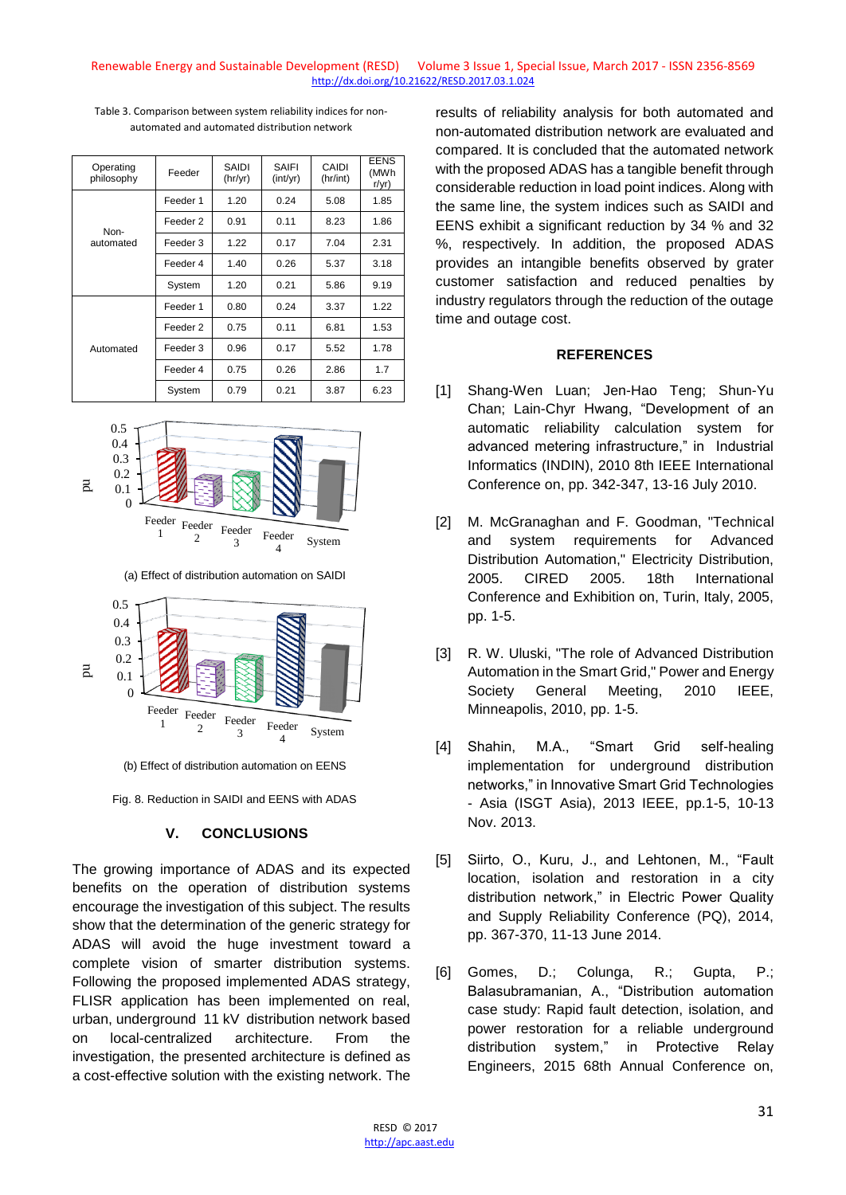Table 3. Comparison between system reliability indices for non-automated and automated distribution network

| Operating philosophy | Feeder | SAIDI (hr/yr) | SAIFI (int/yr) | CAIDI (hr/int) | EENS (MWh r/yr) |
|---|---|---|---|---|---|
| Non-automated | Feeder 1 | 1.20 | 0.24 | 5.08 | 1.85 |
| | Feeder 2 | 0.91 | 0.11 | 8.23 | 1.86 |
| | Feeder 3 | 1.22 | 0.17 | 7.04 | 2.31 |
| | Feeder 4 | 1.40 | 0.26 | 5.37 | 3.18 |
| | System | 1.20 | 0.21 | 5.86 | 9.19 |
| Automated | Feeder 1 | 0.80 | 0.24 | 3.37 | 1.22 |
| | Feeder 2 | 0.75 | 0.11 | 6.81 | 1.53 |
| | Feeder 3 | 0.96 | 0.17 | 5.52 | 1.78 |
| | Feeder 4 | 0.75 | 0.26 | 2.86 | 1.7 |
| | System | 0.79 | 0.21 | 3.87 | 6.23 |

(a) Effect of distribution automation on SAIDI

(b) Effect of distribution automation on EENS

Fig. 8. Reduction in SAIDI and EENS with ADAS

## V. CONCLUSIONS

The growing importance of ADAS and its expected benefits on the operation of distribution systems encourage the investigation of this subject. The results show that the determination of the generic strategy for ADAS will avoid the huge investment toward a complete vision of smarter distribution systems. Following the proposed implemented ADAS strategy, FLISR application has been implemented on real, urban, underground 11 kV distribution network based on local-centralized architecture. From the investigation, the presented architecture is defined as a cost-effective solution with the existing network. The results of reliability analysis for both automated and non-automated distribution network are evaluated and compared. It is concluded that the automated network with the proposed ADAS has a tangible benefit through considerable reduction in load point indices. Along with the same line, the system indices such as SAIDI and EENS exhibit a significant reduction by 34 % and 32 %, respectively. In addition, the proposed ADAS provides an intangible benefits observed by grater customer satisfaction and reduced penalties by industry regulators through the reduction of the outage time and outage cost.

## REFERENCES

[1] Shang-Wen Luan; Jen-Hao Teng; Shun-Yu Chan; Lain-Chyr Hwang, "Development of an automatic reliability calculation system for advanced metering infrastructure," in Industrial Informatics (INDIN), 2010 8th IEEE International Conference on, pp. 342-347, 13-16 July 2010.

[2] M. McGranaghan and F. Goodman, "Technical and system requirements for Advanced Distribution Automation," Electricity Distribution, 2005. CIRED 2005. 18th International Conference and Exhibition on, Turin, Italy, 2005, pp. 1-5.

[3] R. W. Uluski, "The role of Advanced Distribution Automation in the Smart Grid," Power and Energy Society General Meeting, 2010 IEEE, Minneapolis, 2010, pp. 1-5.

[4] Shahin, M.A., "Smart Grid self-healing implementation for underground distribution networks," in Innovative Smart Grid Technologies - Asia (ISGT Asia), 2013 IEEE, pp.1-5, 10-13 Nov. 2013.

[5] Siirto, O., Kuru, J., and Lehtonen, M., "Fault location, isolation and restoration in a city distribution network," in Electric Power Quality and Supply Reliability Conference (PQ), 2014, pp. 367-370, 11-13 June 2014.

[6] Gomes, D.; Colunga, R.; Gupta, P.; Balasubramanian, A., "Distribution automation case study: Rapid fault detection, isolation, and power restoration for a reliable underground distribution system," in Protective Relay Engineers, 2015 68th Annual Conference on,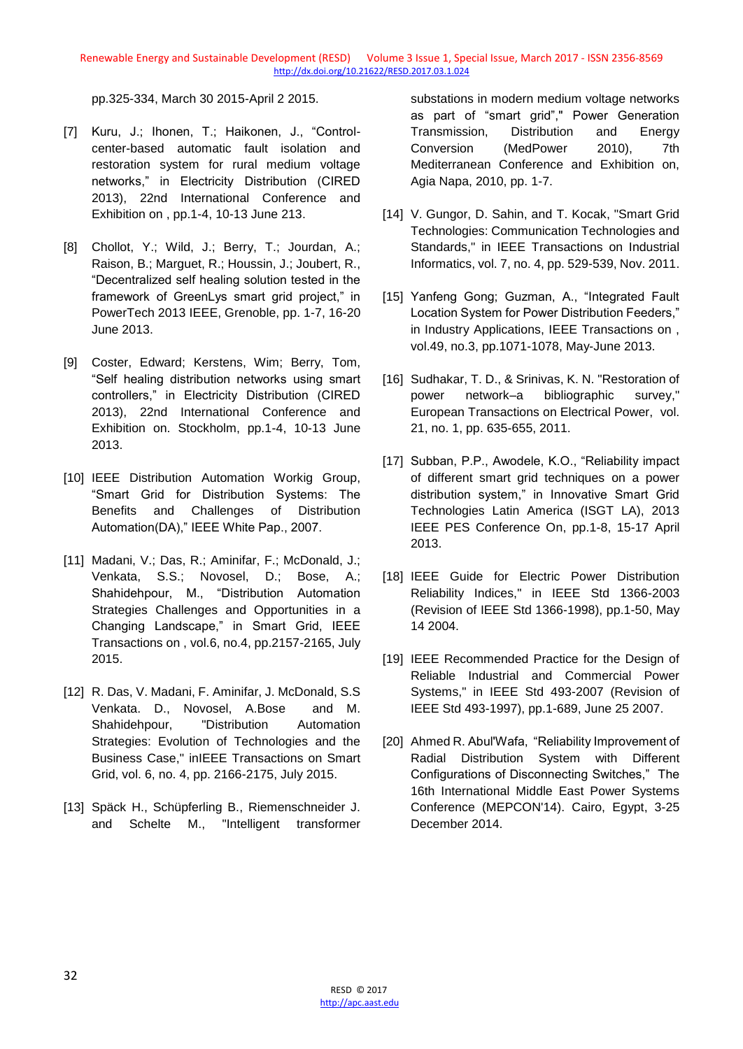pp.325-334, March 30 2015-April 2 2015.

[7] Kuru, J.; Ihonen, T.; Haikonen, J., "Control-center-based automatic fault isolation and restoration system for rural medium voltage networks," in Electricity Distribution (CIRED 2013), 22nd International Conference and Exhibition on , pp.1-4, 10-13 June 213.

[8] Chollot, Y.; Wild, J.; Berry, T.; Jourdan, A.; Raison, B.; Marguet, R.; Houssin, J.; Joubert, R., "Decentralized self healing solution tested in the framework of GreenLys smart grid project," in PowerTech 2013 IEEE, Grenoble, pp. 1-7, 16-20 June 2013.

[9] Coster, Edward; Kerstens, Wim; Berry, Tom, "Self healing distribution networks using smart controllers," in Electricity Distribution (CIRED 2013), 22nd International Conference and Exhibition on. Stockholm, pp.1-4, 10-13 June 2013.

[10] IEEE Distribution Automation Workig Group, "Smart Grid for Distribution Systems: The Benefits and Challenges of Distribution Automation(DA)," IEEE White Pap., 2007.

[11] Madani, V.; Das, R.; Aminifar, F.; McDonald, J.; Venkata, S.S.; Novosel, D.; Bose, A.; Shahidehpour, M., "Distribution Automation Strategies Challenges and Opportunities in a Changing Landscape," in Smart Grid, IEEE Transactions on , vol.6, no.4, pp.2157-2165, July 2015.

[12] R. Das, V. Madani, F. Aminifar, J. McDonald, S.S Venkata. D., Novosel, A.Bose and M. Shahidehpour, "Distribution Automation Strategies: Evolution of Technologies and the Business Case," inIEEE Transactions on Smart Grid, vol. 6, no. 4, pp. 2166-2175, July 2015.

[13] Späck H., Schüpferling B., Riemenschneider J. and Schelte M., "Intelligent transformer substations in modern medium voltage networks as part of "smart grid"," Power Generation Transmission, Distribution and Energy Conversion (MedPower 2010), 7th Mediterranean Conference and Exhibition on, Agia Napa, 2010, pp. 1-7.

[14] V. Gungor, D. Sahin, and T. Kocak, "Smart Grid Technologies: Communication Technologies and Standards," in IEEE Transactions on Industrial Informatics, vol. 7, no. 4, pp. 529-539, Nov. 2011.

[15] Yanfeng Gong; Guzman, A., "Integrated Fault Location System for Power Distribution Feeders," in Industry Applications, IEEE Transactions on , vol.49, no.3, pp.1071-1078, May-June 2013.

[16] Sudhakar, T. D., & Srinivas, K. N. "Restoration of power network–a bibliographic survey," European Transactions on Electrical Power, vol. 21, no. 1, pp. 635-655, 2011.

[17] Subban, P.P., Awodele, K.O., "Reliability impact of different smart grid techniques on a power distribution system," in Innovative Smart Grid Technologies Latin America (ISGT LA), 2013 IEEE PES Conference On, pp.1-8, 15-17 April 2013.

[18] IEEE Guide for Electric Power Distribution Reliability Indices," in IEEE Std 1366-2003 (Revision of IEEE Std 1366-1998), pp.1-50, May 14 2004.

[19] IEEE Recommended Practice for the Design of Reliable Industrial and Commercial Power Systems," in IEEE Std 493-2007 (Revision of IEEE Std 493-1997), pp.1-689, June 25 2007.

[20] Ahmed R. Abul'Wafa, "Reliability Improvement of Radial Distribution System with Different Configurations of Disconnecting Switches," The 16th International Middle East Power Systems Conference (MEPCON'14). Cairo, Egypt, 3-25 December 2014.